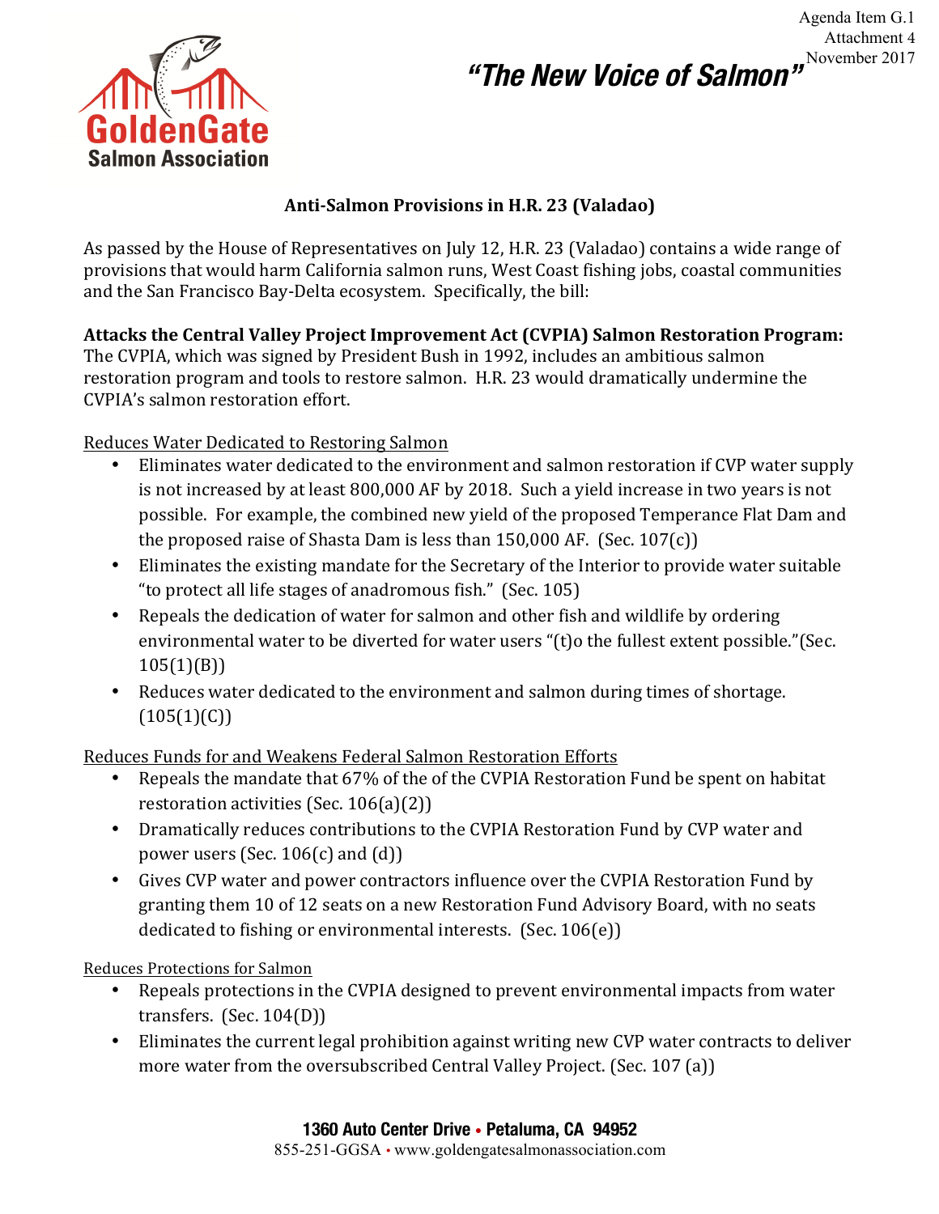Agenda Item G.1
Attachment 4
November 2017

GoldenGate Salmon Association

*"The New Voice of Salmon"*

## Anti-Salmon Provisions in H.R. 23 (Valadao)

As passed by the House of Representatives on July 12, H.R. 23 (Valadao) contains a wide range of provisions that would harm California salmon runs, West Coast fishing jobs, coastal communities and the San Francisco Bay-Delta ecosystem. Specifically, the bill:

**Attacks the Central Valley Project Improvement Act (CVPIA) Salmon Restoration Program:** The CVPIA, which was signed by President Bush in 1992, includes an ambitious salmon restoration program and tools to restore salmon. H.R. 23 would dramatically undermine the CVPIA's salmon restoration effort.

<u>Reduces Water Dedicated to Restoring Salmon</u>

- Eliminates water dedicated to the environment and salmon restoration if CVP water supply is not increased by at least 800,000 AF by 2018. Such a yield increase in two years is not possible. For example, the combined new yield of the proposed Temperance Flat Dam and the proposed raise of Shasta Dam is less than 150,000 AF. (Sec. 107(c))
- Eliminates the existing mandate for the Secretary of the Interior to provide water suitable "to protect all life stages of anadromous fish." (Sec. 105)
- Repeals the dedication of water for salmon and other fish and wildlife by ordering environmental water to be diverted for water users "(t)o the fullest extent possible."(Sec. 105(1)(B))
- Reduces water dedicated to the environment and salmon during times of shortage. (105(1)(C))

<u>Reduces Funds for and Weakens Federal Salmon Restoration Efforts</u>

- Repeals the mandate that 67% of the of the CVPIA Restoration Fund be spent on habitat restoration activities (Sec. 106(a)(2))
- Dramatically reduces contributions to the CVPIA Restoration Fund by CVP water and power users (Sec. 106(c) and (d))
- Gives CVP water and power contractors influence over the CVPIA Restoration Fund by granting them 10 of 12 seats on a new Restoration Fund Advisory Board, with no seats dedicated to fishing or environmental interests. (Sec. 106(e))

<u>Reduces Protections for Salmon</u>

- Repeals protections in the CVPIA designed to prevent environmental impacts from water transfers. (Sec. 104(D))
- Eliminates the current legal prohibition against writing new CVP water contracts to deliver more water from the oversubscribed Central Valley Project. (Sec. 107 (a))

**1360 Auto Center Drive • Petaluma, CA 94952**
855-251-GGSA • www.goldengatesalmonassociation.com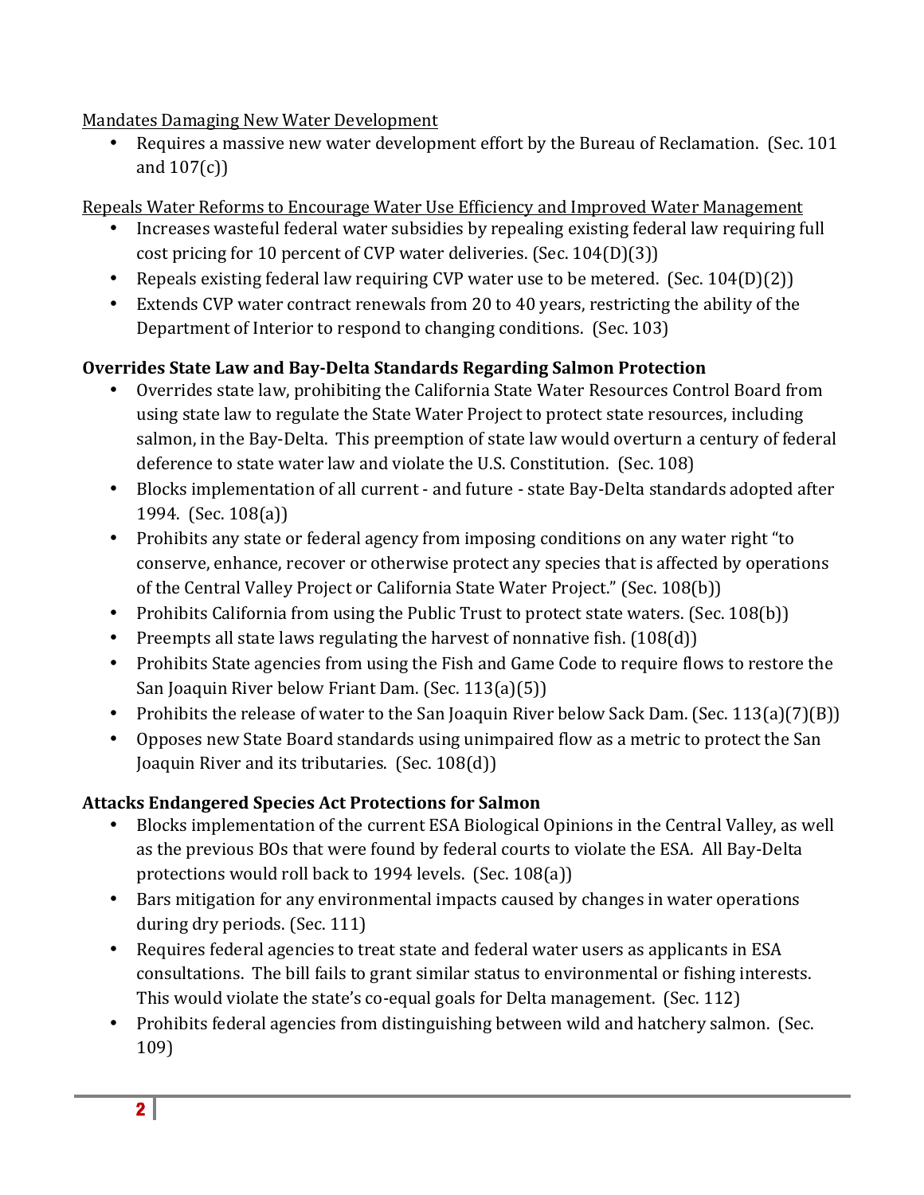<u>Mandates Damaging New Water Development</u>

- Requires a massive new water development effort by the Bureau of Reclamation. (Sec. 101 and 107(c))

<u>Repeals Water Reforms to Encourage Water Use Efficiency and Improved Water Management</u>

- Increases wasteful federal water subsidies by repealing existing federal law requiring full cost pricing for 10 percent of CVP water deliveries. (Sec. 104(D)(3))
- Repeals existing federal law requiring CVP water use to be metered. (Sec. 104(D)(2))
- Extends CVP water contract renewals from 20 to 40 years, restricting the ability of the Department of Interior to respond to changing conditions. (Sec. 103)

**Overrides State Law and Bay-Delta Standards Regarding Salmon Protection**

- Overrides state law, prohibiting the California State Water Resources Control Board from using state law to regulate the State Water Project to protect state resources, including salmon, in the Bay-Delta. This preemption of state law would overturn a century of federal deference to state water law and violate the U.S. Constitution. (Sec. 108)
- Blocks implementation of all current - and future - state Bay-Delta standards adopted after 1994. (Sec. 108(a))
- Prohibits any state or federal agency from imposing conditions on any water right "to conserve, enhance, recover or otherwise protect any species that is affected by operations of the Central Valley Project or California State Water Project." (Sec. 108(b))
- Prohibits California from using the Public Trust to protect state waters. (Sec. 108(b))
- Preempts all state laws regulating the harvest of nonnative fish. (108(d))
- Prohibits State agencies from using the Fish and Game Code to require flows to restore the San Joaquin River below Friant Dam. (Sec. 113(a)(5))
- Prohibits the release of water to the San Joaquin River below Sack Dam. (Sec. 113(a)(7)(B))
- Opposes new State Board standards using unimpaired flow as a metric to protect the San Joaquin River and its tributaries. (Sec. 108(d))

**Attacks Endangered Species Act Protections for Salmon**

- Blocks implementation of the current ESA Biological Opinions in the Central Valley, as well as the previous BOs that were found by federal courts to violate the ESA. All Bay-Delta protections would roll back to 1994 levels. (Sec. 108(a))
- Bars mitigation for any environmental impacts caused by changes in water operations during dry periods. (Sec. 111)
- Requires federal agencies to treat state and federal water users as applicants in ESA consultations. The bill fails to grant similar status to environmental or fishing interests. This would violate the state's co-equal goals for Delta management. (Sec. 112)
- Prohibits federal agencies from distinguishing between wild and hatchery salmon. (Sec. 109)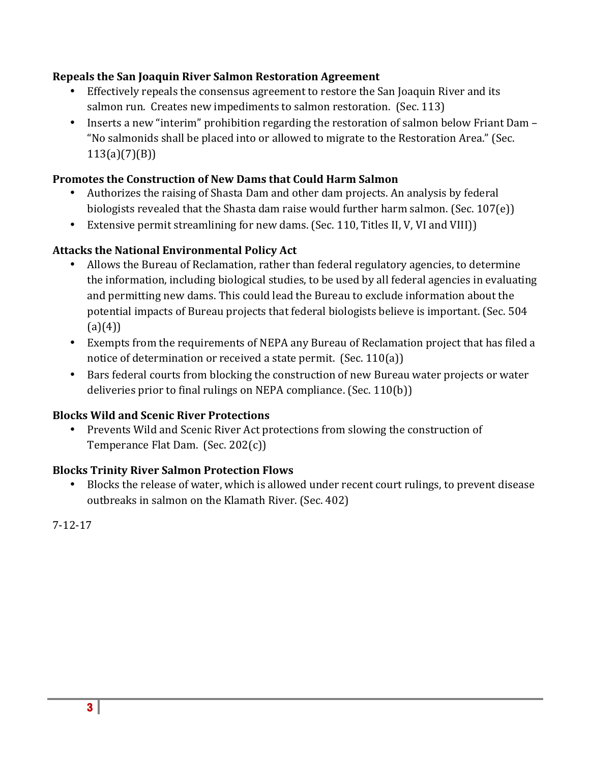**Repeals the San Joaquin River Salmon Restoration Agreement**

- Effectively repeals the consensus agreement to restore the San Joaquin River and its salmon run. Creates new impediments to salmon restoration. (Sec. 113)
- Inserts a new "interim" prohibition regarding the restoration of salmon below Friant Dam – "No salmonids shall be placed into or allowed to migrate to the Restoration Area." (Sec. 113(a)(7)(B))

**Promotes the Construction of New Dams that Could Harm Salmon**

- Authorizes the raising of Shasta Dam and other dam projects. An analysis by federal biologists revealed that the Shasta dam raise would further harm salmon. (Sec. 107(e))
- Extensive permit streamlining for new dams. (Sec. 110, Titles II, V, VI and VIII))

**Attacks the National Environmental Policy Act**

- Allows the Bureau of Reclamation, rather than federal regulatory agencies, to determine the information, including biological studies, to be used by all federal agencies in evaluating and permitting new dams. This could lead the Bureau to exclude information about the potential impacts of Bureau projects that federal biologists believe is important. (Sec. 504 (a)(4))
- Exempts from the requirements of NEPA any Bureau of Reclamation project that has filed a notice of determination or received a state permit. (Sec. 110(a))
- Bars federal courts from blocking the construction of new Bureau water projects or water deliveries prior to final rulings on NEPA compliance. (Sec. 110(b))

**Blocks Wild and Scenic River Protections**

- Prevents Wild and Scenic River Act protections from slowing the construction of Temperance Flat Dam. (Sec. 202(c))

**Blocks Trinity River Salmon Protection Flows**

- Blocks the release of water, which is allowed under recent court rulings, to prevent disease outbreaks in salmon on the Klamath River. (Sec. 402)

7-12-17